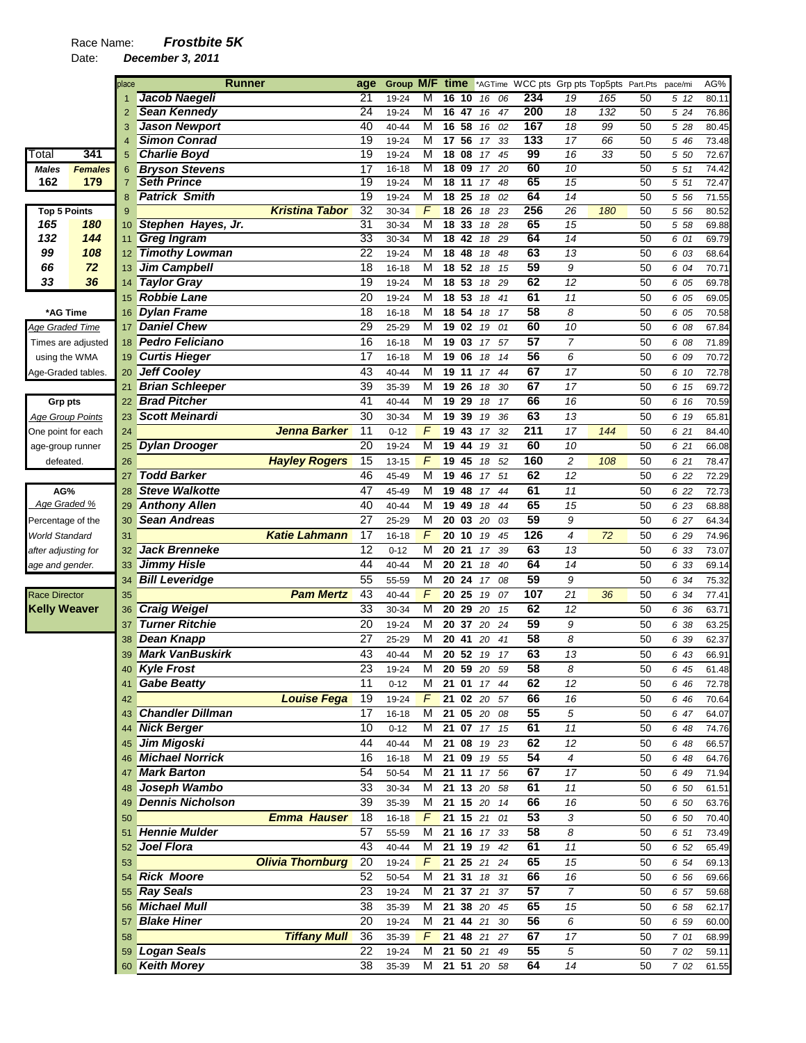Race Name: ***Frostbite 5K***

Date: ***December 3, 2011***

| Total | 341 |
|---|---|
| **Males** | **Females** |
| 162 | 179 |

| Top 5 Points | |
|---|---|
| 165 | 180 |
| 132 | 144 |
| 99 | 108 |
| 66 | 72 |
| 33 | 36 |

**\*AG Time**
*Age Graded Time*
Times are adjusted using the WMA Age-Graded tables.

**Grp pts**
*Age Group Points*
One point for each age-group runner defeated.

**AG%**
*Age Graded %*
Percentage of the World Standard after adjusting for age and gender.

Race Director
**Kelly Weaver**

| place | Runner | age | Group | M/F | time | *AGTime | WCC pts | Grp pts | Top5pts | Part.Pts | pace/mi | AG% |
|---|---|---|---|---|---|---|---|---|---|---|---|---|
| 1 | Jacob Naegeli | 21 | 19-24 | M | 16 10 | 16 06 | 234 | 19 | 165 | 50 | 5 12 | 80.11 |
| 2 | Sean Kennedy | 24 | 19-24 | M | 16 47 | 16 47 | 200 | 18 | 132 | 50 | 5 24 | 76.86 |
| 3 | Jason Newport | 40 | 40-44 | M | 16 58 | 16 02 | 167 | 18 | 99 | 50 | 5 28 | 80.45 |
| 4 | Simon Conrad | 19 | 19-24 | M | 17 56 | 17 33 | 133 | 17 | 66 | 50 | 5 46 | 73.48 |
| 5 | Charlie Boyd | 19 | 19-24 | M | 18 08 | 17 45 | 99 | 16 | 33 | 50 | 5 50 | 72.67 |
| 6 | Bryson Stevens | 17 | 16-18 | M | 18 09 | 17 20 | 60 | 10 | | 50 | 5 51 | 74.42 |
| 7 | Seth Prince | 19 | 19-24 | M | 18 11 | 17 48 | 65 | 15 | | 50 | 5 51 | 72.47 |
| 8 | Patrick Smith | 19 | 19-24 | M | 18 25 | 18 02 | 64 | 14 | | 50 | 5 56 | 71.55 |
| 9 | Kristina Tabor | 32 | 30-34 | F | 18 26 | 18 23 | 256 | 26 | 180 | 50 | 5 56 | 80.52 |
| 10 | Stephen Hayes, Jr. | 31 | 30-34 | M | 18 33 | 18 28 | 65 | 15 | | 50 | 5 58 | 69.88 |
| 11 | Greg Ingram | 33 | 30-34 | M | 18 42 | 18 29 | 64 | 14 | | 50 | 6 01 | 69.79 |
| 12 | Timothy Lowman | 22 | 19-24 | M | 18 48 | 18 48 | 63 | 13 | | 50 | 6 03 | 68.64 |
| 13 | Jim Campbell | 18 | 16-18 | M | 18 52 | 18 15 | 59 | 9 | | 50 | 6 04 | 70.71 |
| 14 | Taylor Gray | 19 | 19-24 | M | 18 53 | 18 29 | 62 | 12 | | 50 | 6 05 | 69.78 |
| 15 | Robbie Lane | 20 | 19-24 | M | 18 53 | 18 41 | 61 | 11 | | 50 | 6 05 | 69.05 |
| 16 | Dylan Frame | 18 | 16-18 | M | 18 54 | 18 17 | 58 | 8 | | 50 | 6 05 | 70.58 |
| 17 | Daniel Chew | 29 | 25-29 | M | 19 02 | 19 01 | 60 | 10 | | 50 | 6 08 | 67.84 |
| 18 | Pedro Feliciano | 16 | 16-18 | M | 19 03 | 17 57 | 57 | 7 | | 50 | 6 08 | 71.89 |
| 19 | Curtis Hieger | 17 | 16-18 | M | 19 06 | 18 14 | 56 | 6 | | 50 | 6 09 | 70.72 |
| 20 | Jeff Cooley | 43 | 40-44 | M | 19 11 | 17 44 | 67 | 17 | | 50 | 6 10 | 72.78 |
| 21 | Brian Schleeper | 39 | 35-39 | M | 19 26 | 18 30 | 67 | 17 | | 50 | 6 15 | 69.72 |
| 22 | Brad Pitcher | 41 | 40-44 | M | 19 29 | 18 17 | 66 | 16 | | 50 | 6 16 | 70.59 |
| 23 | Scott Meinardi | 30 | 30-34 | M | 19 39 | 19 36 | 63 | 13 | | 50 | 6 19 | 65.81 |
| 24 | Jenna Barker | 11 | 0-12 | F | 19 43 | 17 32 | 211 | 17 | 144 | 50 | 6 21 | 84.40 |
| 25 | Dylan Drooger | 20 | 19-24 | M | 19 44 | 19 31 | 60 | 10 | | 50 | 6 21 | 66.08 |
| 26 | Hayley Rogers | 15 | 13-15 | F | 19 45 | 18 52 | 160 | 2 | 108 | 50 | 6 21 | 78.47 |
| 27 | Todd Barker | 46 | 45-49 | M | 19 46 | 17 51 | 62 | 12 | | 50 | 6 22 | 72.29 |
| 28 | Steve Walkotte | 47 | 45-49 | M | 19 48 | 17 44 | 61 | 11 | | 50 | 6 22 | 72.73 |
| 29 | Anthony Allen | 40 | 40-44 | M | 19 49 | 18 44 | 65 | 15 | | 50 | 6 23 | 68.88 |
| 30 | Sean Andreas | 27 | 25-29 | M | 20 03 | 20 03 | 59 | 9 | | 50 | 6 27 | 64.34 |
| 31 | Katie Lahmann | 17 | 16-18 | F | 20 10 | 19 45 | 126 | 4 | 72 | 50 | 6 29 | 74.96 |
| 32 | Jack Brenneke | 12 | 0-12 | M | 20 21 | 17 39 | 63 | 13 | | 50 | 6 33 | 73.07 |
| 33 | Jimmy Hisle | 44 | 40-44 | M | 20 21 | 18 40 | 64 | 14 | | 50 | 6 33 | 69.14 |
| 34 | Bill Leveridge | 55 | 55-59 | M | 20 24 | 17 08 | 59 | 9 | | 50 | 6 34 | 75.32 |
| 35 | Pam Mertz | 43 | 40-44 | F | 20 25 | 19 07 | 107 | 21 | 36 | 50 | 6 34 | 77.41 |
| 36 | Craig Weigel | 33 | 30-34 | M | 20 29 | 20 15 | 62 | 12 | | 50 | 6 36 | 63.71 |
| 37 | Turner Ritchie | 20 | 19-24 | M | 20 37 | 20 24 | 59 | 9 | | 50 | 6 38 | 63.25 |
| 38 | Dean Knapp | 27 | 25-29 | M | 20 41 | 20 41 | 58 | 8 | | 50 | 6 39 | 62.37 |
| 39 | Mark VanBuskirk | 43 | 40-44 | M | 20 52 | 19 17 | 63 | 13 | | 50 | 6 43 | 66.91 |
| 40 | Kyle Frost | 23 | 19-24 | M | 20 59 | 20 59 | 58 | 8 | | 50 | 6 45 | 61.48 |
| 41 | Gabe Beatty | 11 | 0-12 | M | 21 01 | 17 44 | 62 | 12 | | 50 | 6 46 | 72.78 |
| 42 | Louise Fega | 19 | 19-24 | F | 21 02 | 20 57 | 66 | 16 | | 50 | 6 46 | 70.64 |
| 43 | Chandler Dillman | 17 | 16-18 | M | 21 05 | 20 08 | 55 | 5 | | 50 | 6 47 | 64.07 |
| 44 | Nick Berger | 10 | 0-12 | M | 21 07 | 17 15 | 61 | 11 | | 50 | 6 48 | 74.76 |
| 45 | Jim Migoski | 44 | 40-44 | M | 21 08 | 19 23 | 62 | 12 | | 50 | 6 48 | 66.57 |
| 46 | Michael Norrick | 16 | 16-18 | M | 21 09 | 19 55 | 54 | 4 | | 50 | 6 48 | 64.76 |
| 47 | Mark Barton | 54 | 50-54 | M | 21 11 | 17 56 | 67 | 17 | | 50 | 6 49 | 71.94 |
| 48 | Joseph Wambo | 33 | 30-34 | M | 21 13 | 20 58 | 61 | 11 | | 50 | 6 50 | 61.51 |
| 49 | Dennis Nicholson | 39 | 35-39 | M | 21 15 | 20 14 | 66 | 16 | | 50 | 6 50 | 63.76 |
| 50 | Emma Hauser | 18 | 16-18 | F | 21 15 | 21 01 | 53 | 3 | | 50 | 6 50 | 70.40 |
| 51 | Hennie Mulder | 57 | 55-59 | M | 21 16 | 17 33 | 58 | 8 | | 50 | 6 51 | 73.49 |
| 52 | Joel Flora | 43 | 40-44 | M | 21 19 | 19 42 | 61 | 11 | | 50 | 6 52 | 65.49 |
| 53 | Olivia Thornburg | 20 | 19-24 | F | 21 25 | 21 24 | 65 | 15 | | 50 | 6 54 | 69.13 |
| 54 | Rick Moore | 52 | 50-54 | M | 21 31 | 18 31 | 66 | 16 | | 50 | 6 56 | 69.66 |
| 55 | Ray Seals | 23 | 19-24 | M | 21 37 | 21 37 | 57 | 7 | | 50 | 6 57 | 59.68 |
| 56 | Michael Mull | 38 | 35-39 | M | 21 38 | 20 45 | 65 | 15 | | 50 | 6 58 | 62.17 |
| 57 | Blake Hiner | 20 | 19-24 | M | 21 44 | 21 30 | 56 | 6 | | 50 | 6 59 | 60.00 |
| 58 | Tiffany Mull | 36 | 35-39 | F | 21 48 | 21 27 | 67 | 17 | | 50 | 7 01 | 68.99 |
| 59 | Logan Seals | 22 | 19-24 | M | 21 50 | 21 49 | 55 | 5 | | 50 | 7 02 | 59.11 |
| 60 | Keith Morey | 38 | 35-39 | M | 21 51 | 20 58 | 64 | 14 | | 50 | 7 02 | 61.55 |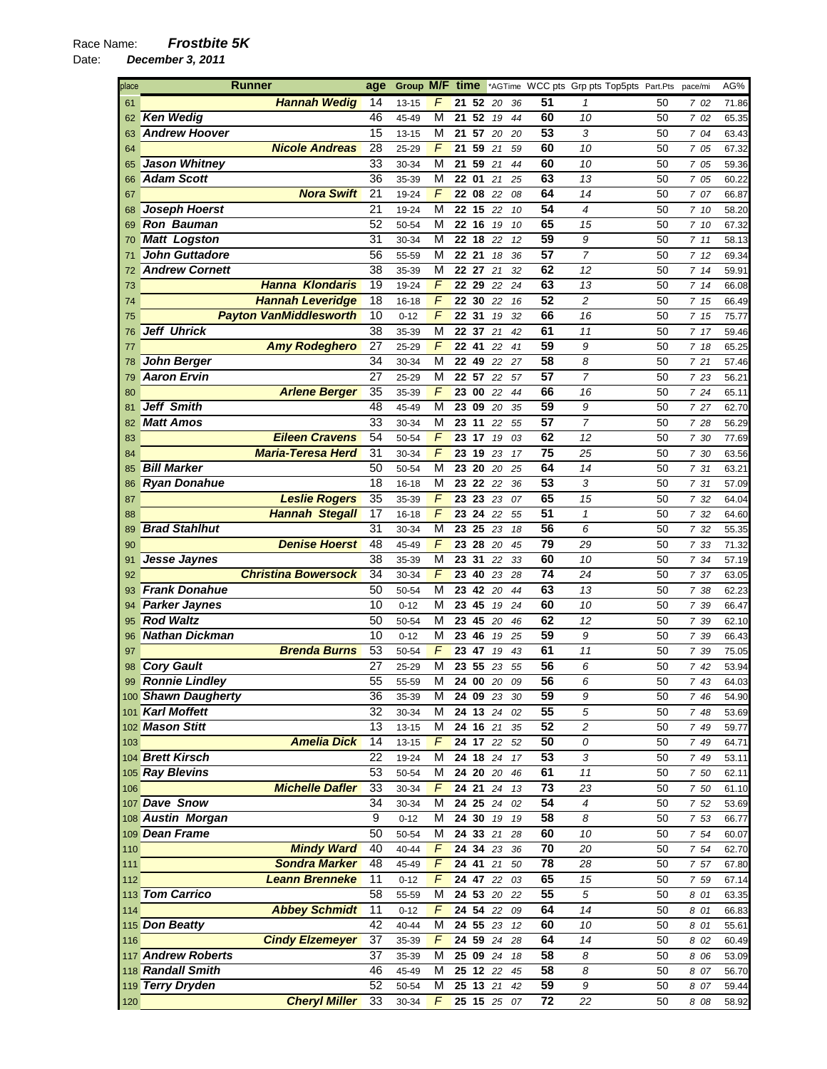Race Name: ***Frostbite 5K***

Date: ***December 3, 2011***

| place | Runner | age | Group | M/F | time | | *AGTime | | WCC pts | Grp pts | Top5pts | Part.Pts | pace/mi | AG% |
|---|---|---|---|---|---|---|---|---|---|---|---|---|---|---|
| 61 | Hannah Wedig | 14 | 13-15 | F | 21 | 52 | 20 | 36 | 51 | 1 | | 50 | 7 02 | 71.86 |
| 62 | Ken Wedig | 46 | 45-49 | M | 21 | 52 | 19 | 44 | 60 | 10 | | 50 | 7 02 | 65.35 |
| 63 | Andrew Hoover | 15 | 13-15 | M | 21 | 57 | 20 | 20 | 53 | 3 | | 50 | 7 04 | 63.43 |
| 64 | Nicole Andreas | 28 | 25-29 | F | 21 | 59 | 21 | 59 | 60 | 10 | | 50 | 7 05 | 67.32 |
| 65 | Jason Whitney | 33 | 30-34 | M | 21 | 59 | 21 | 44 | 60 | 10 | | 50 | 7 05 | 59.36 |
| 66 | Adam Scott | 36 | 35-39 | M | 22 | 01 | 21 | 25 | 63 | 13 | | 50 | 7 05 | 60.22 |
| 67 | Nora Swift | 21 | 19-24 | F | 22 | 08 | 22 | 08 | 64 | 14 | | 50 | 7 07 | 66.87 |
| 68 | Joseph Hoerst | 21 | 19-24 | M | 22 | 15 | 22 | 10 | 54 | 4 | | 50 | 7 10 | 58.20 |
| 69 | Ron Bauman | 52 | 50-54 | M | 22 | 16 | 19 | 10 | 65 | 15 | | 50 | 7 10 | 67.32 |
| 70 | Matt Logston | 31 | 30-34 | M | 22 | 18 | 22 | 12 | 59 | 9 | | 50 | 7 11 | 58.13 |
| 71 | John Guttadore | 56 | 55-59 | M | 22 | 21 | 18 | 36 | 57 | 7 | | 50 | 7 12 | 69.34 |
| 72 | Andrew Cornett | 38 | 35-39 | M | 22 | 27 | 21 | 32 | 62 | 12 | | 50 | 7 14 | 59.91 |
| 73 | Hanna Klondaris | 19 | 19-24 | F | 22 | 29 | 22 | 24 | 63 | 13 | | 50 | 7 14 | 66.08 |
| 74 | Hannah Leveridge | 18 | 16-18 | F | 22 | 30 | 22 | 16 | 52 | 2 | | 50 | 7 15 | 66.49 |
| 75 | Payton VanMiddlesworth | 10 | 0-12 | F | 22 | 31 | 19 | 32 | 66 | 16 | | 50 | 7 15 | 75.77 |
| 76 | Jeff Uhrick | 38 | 35-39 | M | 22 | 37 | 21 | 42 | 61 | 11 | | 50 | 7 17 | 59.46 |
| 77 | Amy Rodeghero | 27 | 25-29 | F | 22 | 41 | 22 | 41 | 59 | 9 | | 50 | 7 18 | 65.25 |
| 78 | John Berger | 34 | 30-34 | M | 22 | 49 | 22 | 27 | 58 | 8 | | 50 | 7 21 | 57.46 |
| 79 | Aaron Ervin | 27 | 25-29 | M | 22 | 57 | 22 | 57 | 57 | 7 | | 50 | 7 23 | 56.21 |
| 80 | Arlene Berger | 35 | 35-39 | F | 23 | 00 | 22 | 44 | 66 | 16 | | 50 | 7 24 | 65.11 |
| 81 | Jeff Smith | 48 | 45-49 | M | 23 | 09 | 20 | 35 | 59 | 9 | | 50 | 7 27 | 62.70 |
| 82 | Matt Amos | 33 | 30-34 | M | 23 | 11 | 22 | 55 | 57 | 7 | | 50 | 7 28 | 56.29 |
| 83 | Eileen Cravens | 54 | 50-54 | F | 23 | 17 | 19 | 03 | 62 | 12 | | 50 | 7 30 | 77.69 |
| 84 | Maria-Teresa Herd | 31 | 30-34 | F | 23 | 19 | 23 | 17 | 75 | 25 | | 50 | 7 30 | 63.56 |
| 85 | Bill Marker | 50 | 50-54 | M | 23 | 20 | 20 | 25 | 64 | 14 | | 50 | 7 31 | 63.21 |
| 86 | Ryan Donahue | 18 | 16-18 | M | 23 | 22 | 22 | 36 | 53 | 3 | | 50 | 7 31 | 57.09 |
| 87 | Leslie Rogers | 35 | 35-39 | F | 23 | 23 | 23 | 07 | 65 | 15 | | 50 | 7 32 | 64.04 |
| 88 | Hannah Stegall | 17 | 16-18 | F | 23 | 24 | 22 | 55 | 51 | 1 | | 50 | 7 32 | 64.60 |
| 89 | Brad Stahlhut | 31 | 30-34 | M | 23 | 25 | 23 | 18 | 56 | 6 | | 50 | 7 32 | 55.35 |
| 90 | Denise Hoerst | 48 | 45-49 | F | 23 | 28 | 20 | 45 | 79 | 29 | | 50 | 7 33 | 71.32 |
| 91 | Jesse Jaynes | 38 | 35-39 | M | 23 | 31 | 22 | 33 | 60 | 10 | | 50 | 7 34 | 57.19 |
| 92 | Christina Bowersock | 34 | 30-34 | F | 23 | 40 | 23 | 28 | 74 | 24 | | 50 | 7 37 | 63.05 |
| 93 | Frank Donahue | 50 | 50-54 | M | 23 | 42 | 20 | 44 | 63 | 13 | | 50 | 7 38 | 62.23 |
| 94 | Parker Jaynes | 10 | 0-12 | M | 23 | 45 | 19 | 24 | 60 | 10 | | 50 | 7 39 | 66.47 |
| 95 | Rod Waltz | 50 | 50-54 | M | 23 | 45 | 20 | 46 | 62 | 12 | | 50 | 7 39 | 62.10 |
| 96 | Nathan Dickman | 10 | 0-12 | M | 23 | 46 | 19 | 25 | 59 | 9 | | 50 | 7 39 | 66.43 |
| 97 | Brenda Burns | 53 | 50-54 | F | 23 | 47 | 19 | 43 | 61 | 11 | | 50 | 7 39 | 75.05 |
| 98 | Cory Gault | 27 | 25-29 | M | 23 | 55 | 23 | 55 | 56 | 6 | | 50 | 7 42 | 53.94 |
| 99 | Ronnie Lindley | 55 | 55-59 | M | 24 | 00 | 20 | 09 | 56 | 6 | | 50 | 7 43 | 64.03 |
| 100 | Shawn Daugherty | 36 | 35-39 | M | 24 | 09 | 23 | 30 | 59 | 9 | | 50 | 7 46 | 54.90 |
| 101 | Karl Moffett | 32 | 30-34 | M | 24 | 13 | 24 | 02 | 55 | 5 | | 50 | 7 48 | 53.69 |
| 102 | Mason Stitt | 13 | 13-15 | M | 24 | 16 | 21 | 35 | 52 | 2 | | 50 | 7 49 | 59.77 |
| 103 | Amelia Dick | 14 | 13-15 | F | 24 | 17 | 22 | 52 | 50 | 0 | | 50 | 7 49 | 64.71 |
| 104 | Brett Kirsch | 22 | 19-24 | M | 24 | 18 | 24 | 17 | 53 | 3 | | 50 | 7 49 | 53.11 |
| 105 | Ray Blevins | 53 | 50-54 | M | 24 | 20 | 20 | 46 | 61 | 11 | | 50 | 7 50 | 62.11 |
| 106 | Michelle Dafler | 33 | 30-34 | F | 24 | 21 | 24 | 13 | 73 | 23 | | 50 | 7 50 | 61.10 |
| 107 | Dave Snow | 34 | 30-34 | M | 24 | 25 | 24 | 02 | 54 | 4 | | 50 | 7 52 | 53.69 |
| 108 | Austin Morgan | 9 | 0-12 | M | 24 | 30 | 19 | 19 | 58 | 8 | | 50 | 7 53 | 66.77 |
| 109 | Dean Frame | 50 | 50-54 | M | 24 | 33 | 21 | 28 | 60 | 10 | | 50 | 7 54 | 60.07 |
| 110 | Mindy Ward | 40 | 40-44 | F | 24 | 34 | 23 | 36 | 70 | 20 | | 50 | 7 54 | 62.70 |
| 111 | Sondra Marker | 48 | 45-49 | F | 24 | 41 | 21 | 50 | 78 | 28 | | 50 | 7 57 | 67.80 |
| 112 | Leann Brenneke | 11 | 0-12 | F | 24 | 47 | 22 | 03 | 65 | 15 | | 50 | 7 59 | 67.14 |
| 113 | Tom Carrico | 58 | 55-59 | M | 24 | 53 | 20 | 22 | 55 | 5 | | 50 | 8 01 | 63.35 |
| 114 | Abbey Schmidt | 11 | 0-12 | F | 24 | 54 | 22 | 09 | 64 | 14 | | 50 | 8 01 | 66.83 |
| 115 | Don Beatty | 42 | 40-44 | M | 24 | 55 | 23 | 12 | 60 | 10 | | 50 | 8 01 | 55.61 |
| 116 | Cindy Elzemeyer | 37 | 35-39 | F | 24 | 59 | 24 | 28 | 64 | 14 | | 50 | 8 02 | 60.49 |
| 117 | Andrew Roberts | 37 | 35-39 | M | 25 | 09 | 24 | 18 | 58 | 8 | | 50 | 8 06 | 53.09 |
| 118 | Randall Smith | 46 | 45-49 | M | 25 | 12 | 22 | 45 | 58 | 8 | | 50 | 8 07 | 56.70 |
| 119 | Terry Dryden | 52 | 50-54 | M | 25 | 13 | 21 | 42 | 59 | 9 | | 50 | 8 07 | 59.44 |
| 120 | Cheryl Miller | 33 | 30-34 | F | 25 | 15 | 25 | 07 | 72 | 22 | | 50 | 8 08 | 58.92 |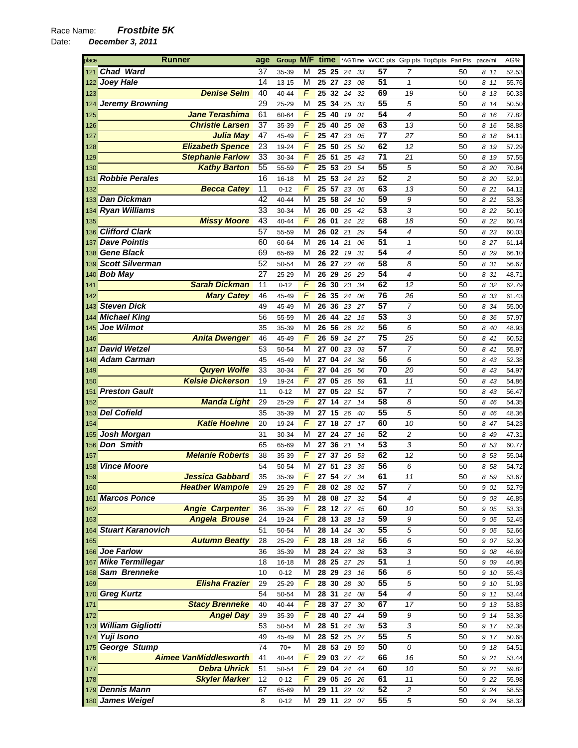Race Name: ***Frostbite 5K***

Date: ***December 3, 2011***

| place | Runner | age | Group | M/F | time | *AGTime | WCC pts | Grp pts | Top5pts | Part.Pts | pace/mi | AG% |
|---|---|---|---|---|---|---|---|---|---|---|---|---|
| 121 | Chad Ward | 37 | 35-39 | M | 25 25 | 24 33 | 57 | 7 | | 50 | 8 11 | 52.53 |
| 122 | Joey Hale | 14 | 13-15 | M | 25 27 | 23 08 | 51 | 1 | | 50 | 8 11 | 55.76 |
| 123 | Denise Selm | 40 | 40-44 | F | 25 32 | 24 32 | 69 | 19 | | 50 | 8 13 | 60.33 |
| 124 | Jeremy Browning | 29 | 25-29 | M | 25 34 | 25 33 | 55 | 5 | | 50 | 8 14 | 50.50 |
| 125 | Jane Terashima | 61 | 60-64 | F | 25 40 | 19 01 | 54 | 4 | | 50 | 8 16 | 77.82 |
| 126 | Christie Larsen | 37 | 35-39 | F | 25 40 | 25 08 | 63 | 13 | | 50 | 8 16 | 58.88 |
| 127 | Julia May | 47 | 45-49 | F | 25 47 | 23 05 | 77 | 27 | | 50 | 8 18 | 64.11 |
| 128 | Elizabeth Spence | 23 | 19-24 | F | 25 50 | 25 50 | 62 | 12 | | 50 | 8 19 | 57.29 |
| 129 | Stephanie Farlow | 33 | 30-34 | F | 25 51 | 25 43 | 71 | 21 | | 50 | 8 19 | 57.55 |
| 130 | Kathy Barton | 55 | 55-59 | F | 25 53 | 20 54 | 55 | 5 | | 50 | 8 20 | 70.84 |
| 131 | Robbie Perales | 16 | 16-18 | M | 25 53 | 24 23 | 52 | 2 | | 50 | 8 20 | 52.91 |
| 132 | Becca Catey | 11 | 0-12 | F | 25 57 | 23 05 | 63 | 13 | | 50 | 8 21 | 64.12 |
| 133 | Dan Dickman | 42 | 40-44 | M | 25 58 | 24 10 | 59 | 9 | | 50 | 8 21 | 53.36 |
| 134 | Ryan Williams | 33 | 30-34 | M | 26 00 | 25 42 | 53 | 3 | | 50 | 8 22 | 50.19 |
| 135 | Missy Moore | 43 | 40-44 | F | 26 01 | 24 22 | 68 | 18 | | 50 | 8 22 | 60.74 |
| 136 | Clifford Clark | 57 | 55-59 | M | 26 02 | 21 29 | 54 | 4 | | 50 | 8 23 | 60.03 |
| 137 | Dave Pointis | 60 | 60-64 | M | 26 14 | 21 06 | 51 | 1 | | 50 | 8 27 | 61.14 |
| 138 | Gene Black | 69 | 65-69 | M | 26 22 | 19 31 | 54 | 4 | | 50 | 8 29 | 66.10 |
| 139 | Scott Silverman | 52 | 50-54 | M | 26 27 | 22 46 | 58 | 8 | | 50 | 8 31 | 56.67 |
| 140 | Bob May | 27 | 25-29 | M | 26 29 | 26 29 | 54 | 4 | | 50 | 8 31 | 48.71 |
| 141 | Sarah Dickman | 11 | 0-12 | F | 26 30 | 23 34 | 62 | 12 | | 50 | 8 32 | 62.79 |
| 142 | Mary Catey | 46 | 45-49 | F | 26 35 | 24 06 | 76 | 26 | | 50 | 8 33 | 61.43 |
| 143 | Steven Dick | 49 | 45-49 | M | 26 36 | 23 27 | 57 | 7 | | 50 | 8 34 | 55.00 |
| 144 | Michael King | 56 | 55-59 | M | 26 44 | 22 15 | 53 | 3 | | 50 | 8 36 | 57.97 |
| 145 | Joe Wilmot | 35 | 35-39 | M | 26 56 | 26 22 | 56 | 6 | | 50 | 8 40 | 48.93 |
| 146 | Anita Dwenger | 46 | 45-49 | F | 26 59 | 24 27 | 75 | 25 | | 50 | 8 41 | 60.52 |
| 147 | David Wetzel | 53 | 50-54 | M | 27 00 | 23 03 | 57 | 7 | | 50 | 8 41 | 55.97 |
| 148 | Adam Carman | 45 | 45-49 | M | 27 04 | 24 38 | 56 | 6 | | 50 | 8 43 | 52.38 |
| 149 | Quyen Wolfe | 33 | 30-34 | F | 27 04 | 26 56 | 70 | 20 | | 50 | 8 43 | 54.97 |
| 150 | Kelsie Dickerson | 19 | 19-24 | F | 27 05 | 26 59 | 61 | 11 | | 50 | 8 43 | 54.86 |
| 151 | Preston Gault | 11 | 0-12 | M | 27 05 | 22 51 | 57 | 7 | | 50 | 8 43 | 56.47 |
| 152 | Manda Light | 29 | 25-29 | F | 27 14 | 27 14 | 58 | 8 | | 50 | 8 46 | 54.35 |
| 153 | Del Cofield | 35 | 35-39 | M | 27 15 | 26 40 | 55 | 5 | | 50 | 8 46 | 48.36 |
| 154 | Katie Hoehne | 20 | 19-24 | F | 27 18 | 27 17 | 60 | 10 | | 50 | 8 47 | 54.23 |
| 155 | Josh Morgan | 31 | 30-34 | M | 27 24 | 27 16 | 52 | 2 | | 50 | 8 49 | 47.31 |
| 156 | Don Smith | 65 | 65-69 | M | 27 36 | 21 14 | 53 | 3 | | 50 | 8 53 | 60.77 |
| 157 | Melanie Roberts | 38 | 35-39 | F | 27 37 | 26 53 | 62 | 12 | | 50 | 8 53 | 55.04 |
| 158 | Vince Moore | 54 | 50-54 | M | 27 51 | 23 35 | 56 | 6 | | 50 | 8 58 | 54.72 |
| 159 | Jessica Gabbard | 35 | 35-39 | F | 27 54 | 27 34 | 61 | 11 | | 50 | 8 59 | 53.67 |
| 160 | Heather Wampole | 29 | 25-29 | F | 28 02 | 28 02 | 57 | 7 | | 50 | 9 01 | 52.79 |
| 161 | Marcos Ponce | 35 | 35-39 | M | 28 08 | 27 32 | 54 | 4 | | 50 | 9 03 | 46.85 |
| 162 | Angie Carpenter | 36 | 35-39 | F | 28 12 | 27 45 | 60 | 10 | | 50 | 9 05 | 53.33 |
| 163 | Angela Brouse | 24 | 19-24 | F | 28 13 | 28 13 | 59 | 9 | | 50 | 9 05 | 52.45 |
| 164 | Stuart Karanovich | 51 | 50-54 | M | 28 14 | 24 30 | 55 | 5 | | 50 | 9 05 | 52.66 |
| 165 | Autumn Beatty | 28 | 25-29 | F | 28 18 | 28 18 | 56 | 6 | | 50 | 9 07 | 52.30 |
| 166 | Joe Farlow | 36 | 35-39 | M | 28 24 | 27 38 | 53 | 3 | | 50 | 9 08 | 46.69 |
| 167 | Mike Termillegar | 18 | 16-18 | M | 28 25 | 27 29 | 51 | 1 | | 50 | 9 09 | 46.95 |
| 168 | Sam Brenneke | 10 | 0-12 | M | 28 29 | 23 16 | 56 | 6 | | 50 | 9 10 | 55.43 |
| 169 | Elisha Frazier | 29 | 25-29 | F | 28 30 | 28 30 | 55 | 5 | | 50 | 9 10 | 51.93 |
| 170 | Greg Kurtz | 54 | 50-54 | M | 28 31 | 24 08 | 54 | 4 | | 50 | 9 11 | 53.44 |
| 171 | Stacy Brenneke | 40 | 40-44 | F | 28 37 | 27 30 | 67 | 17 | | 50 | 9 13 | 53.83 |
| 172 | Angel Day | 39 | 35-39 | F | 28 40 | 27 44 | 59 | 9 | | 50 | 9 14 | 53.36 |
| 173 | William Gigliotti | 53 | 50-54 | M | 28 51 | 24 38 | 53 | 3 | | 50 | 9 17 | 52.38 |
| 174 | Yuji Isono | 49 | 45-49 | M | 28 52 | 25 27 | 55 | 5 | | 50 | 9 17 | 50.68 |
| 175 | George Stump | 74 | 70+ | M | 28 53 | 19 59 | 50 | 0 | | 50 | 9 18 | 64.51 |
| 176 | Aimee VanMiddlesworth | 41 | 40-44 | F | 29 03 | 27 42 | 66 | 16 | | 50 | 9 21 | 53.44 |
| 177 | Debra Uhrick | 51 | 50-54 | F | 29 04 | 24 44 | 60 | 10 | | 50 | 9 21 | 59.82 |
| 178 | Skyler Marker | 12 | 0-12 | F | 29 05 | 26 26 | 61 | 11 | | 50 | 9 22 | 55.98 |
| 179 | Dennis Mann | 67 | 65-69 | M | 29 11 | 22 02 | 52 | 2 | | 50 | 9 24 | 58.55 |
| 180 | James Weigel | 8 | 0-12 | M | 29 11 | 22 07 | 55 | 5 | | 50 | 9 24 | 58.32 |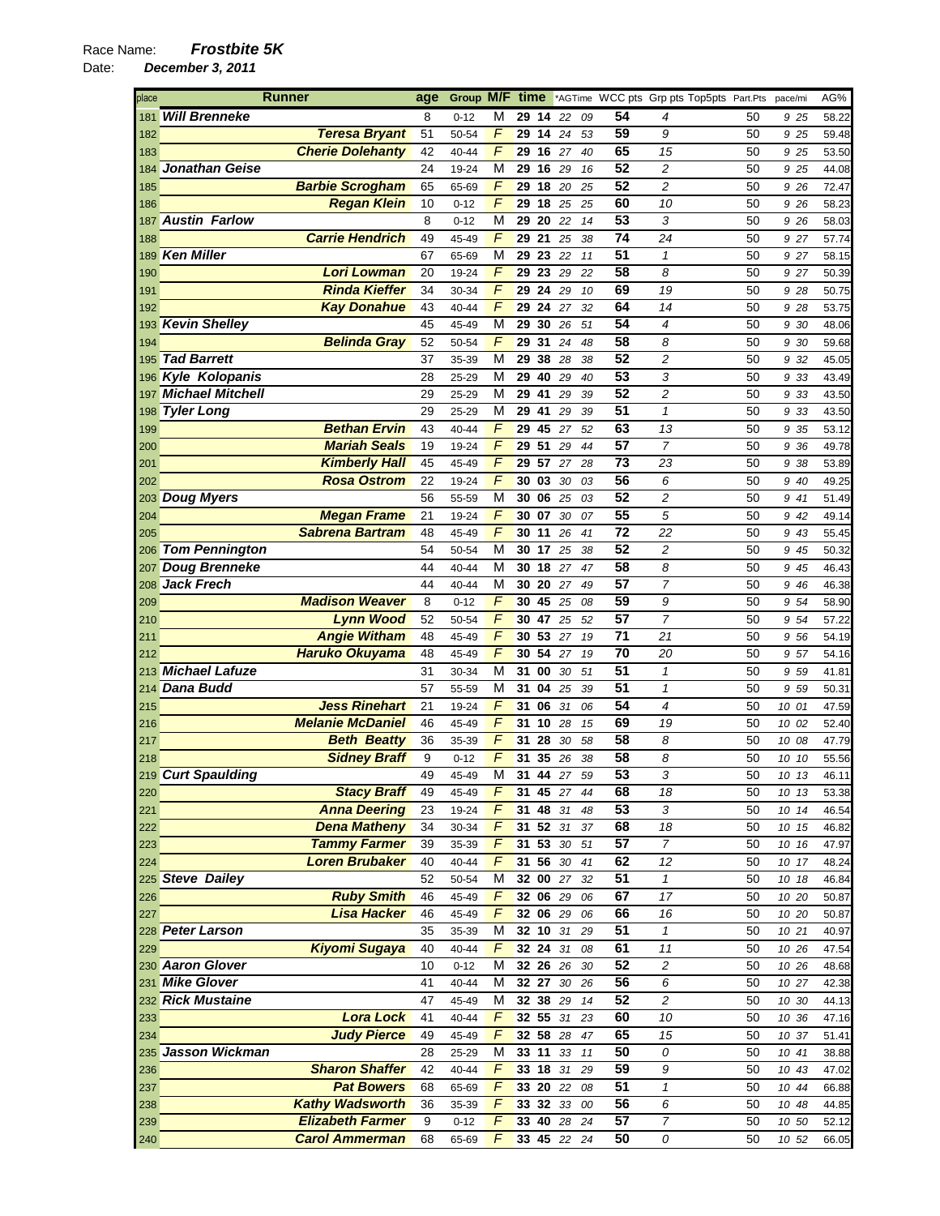Race Name: ***Frostbite 5K***

Date: ***December 3, 2011***

| place | Runner | age | Group | M/F | time | | *AGTime | | WCC pts | Grp pts | Top5pts | Part.Pts | pace/mi | AG% |
|---|---|---|---|---|---|---|---|---|---|---|---|---|---|---|
| 181 | Will Brenneke | 8 | 0-12 | M | 29 | 14 | 22 | 09 | 54 | 4 | | 50 | 9 25 | 58.22 |
| 182 | Teresa Bryant | 51 | 50-54 | F | 29 | 14 | 24 | 53 | 59 | 9 | | 50 | 9 25 | 59.48 |
| 183 | Cherie Dolehanty | 42 | 40-44 | F | 29 | 16 | 27 | 40 | 65 | 15 | | 50 | 9 25 | 53.50 |
| 184 | Jonathan Geise | 24 | 19-24 | M | 29 | 16 | 29 | 16 | 52 | 2 | | 50 | 9 25 | 44.08 |
| 185 | Barbie Scrogham | 65 | 65-69 | F | 29 | 18 | 20 | 25 | 52 | 2 | | 50 | 9 26 | 72.47 |
| 186 | Regan Klein | 10 | 0-12 | F | 29 | 18 | 25 | 25 | 60 | 10 | | 50 | 9 26 | 58.23 |
| 187 | Austin Farlow | 8 | 0-12 | M | 29 | 20 | 22 | 14 | 53 | 3 | | 50 | 9 26 | 58.03 |
| 188 | Carrie Hendrich | 49 | 45-49 | F | 29 | 21 | 25 | 38 | 74 | 24 | | 50 | 9 27 | 57.74 |
| 189 | Ken Miller | 67 | 65-69 | M | 29 | 23 | 22 | 11 | 51 | 1 | | 50 | 9 27 | 58.15 |
| 190 | Lori Lowman | 20 | 19-24 | F | 29 | 23 | 29 | 22 | 58 | 8 | | 50 | 9 27 | 50.39 |
| 191 | Rinda Kieffer | 34 | 30-34 | F | 29 | 24 | 29 | 10 | 69 | 19 | | 50 | 9 28 | 50.75 |
| 192 | Kay Donahue | 43 | 40-44 | F | 29 | 24 | 27 | 32 | 64 | 14 | | 50 | 9 28 | 53.75 |
| 193 | Kevin Shelley | 45 | 45-49 | M | 29 | 30 | 26 | 51 | 54 | 4 | | 50 | 9 30 | 48.06 |
| 194 | Belinda Gray | 52 | 50-54 | F | 29 | 31 | 24 | 48 | 58 | 8 | | 50 | 9 30 | 59.68 |
| 195 | Tad Barrett | 37 | 35-39 | M | 29 | 38 | 28 | 38 | 52 | 2 | | 50 | 9 32 | 45.05 |
| 196 | Kyle Kolopanis | 28 | 25-29 | M | 29 | 40 | 29 | 40 | 53 | 3 | | 50 | 9 33 | 43.49 |
| 197 | Michael Mitchell | 29 | 25-29 | M | 29 | 41 | 29 | 39 | 52 | 2 | | 50 | 9 33 | 43.50 |
| 198 | Tyler Long | 29 | 25-29 | M | 29 | 41 | 29 | 39 | 51 | 1 | | 50 | 9 33 | 43.50 |
| 199 | Bethan Ervin | 43 | 40-44 | F | 29 | 45 | 27 | 52 | 63 | 13 | | 50 | 9 35 | 53.12 |
| 200 | Mariah Seals | 19 | 19-24 | F | 29 | 51 | 29 | 44 | 57 | 7 | | 50 | 9 36 | 49.78 |
| 201 | Kimberly Hall | 45 | 45-49 | F | 29 | 57 | 27 | 28 | 73 | 23 | | 50 | 9 38 | 53.89 |
| 202 | Rosa Ostrom | 22 | 19-24 | F | 30 | 03 | 30 | 03 | 56 | 6 | | 50 | 9 40 | 49.25 |
| 203 | Doug Myers | 56 | 55-59 | M | 30 | 06 | 25 | 03 | 52 | 2 | | 50 | 9 41 | 51.49 |
| 204 | Megan Frame | 21 | 19-24 | F | 30 | 07 | 30 | 07 | 55 | 5 | | 50 | 9 42 | 49.14 |
| 205 | Sabrena Bartram | 48 | 45-49 | F | 30 | 11 | 26 | 41 | 72 | 22 | | 50 | 9 43 | 55.45 |
| 206 | Tom Pennington | 54 | 50-54 | M | 30 | 17 | 25 | 38 | 52 | 2 | | 50 | 9 45 | 50.32 |
| 207 | Doug Brenneke | 44 | 40-44 | M | 30 | 18 | 27 | 47 | 58 | 8 | | 50 | 9 45 | 46.43 |
| 208 | Jack Frech | 44 | 40-44 | M | 30 | 20 | 27 | 49 | 57 | 7 | | 50 | 9 46 | 46.38 |
| 209 | Madison Weaver | 8 | 0-12 | F | 30 | 45 | 25 | 08 | 59 | 9 | | 50 | 9 54 | 58.90 |
| 210 | Lynn Wood | 52 | 50-54 | F | 30 | 47 | 25 | 52 | 57 | 7 | | 50 | 9 54 | 57.22 |
| 211 | Angie Witham | 48 | 45-49 | F | 30 | 53 | 27 | 19 | 71 | 21 | | 50 | 9 56 | 54.19 |
| 212 | Haruko Okuyama | 48 | 45-49 | F | 30 | 54 | 27 | 19 | 70 | 20 | | 50 | 9 57 | 54.16 |
| 213 | Michael Lafuze | 31 | 30-34 | M | 31 | 00 | 30 | 51 | 51 | 1 | | 50 | 9 59 | 41.81 |
| 214 | Dana Budd | 57 | 55-59 | M | 31 | 04 | 25 | 39 | 51 | 1 | | 50 | 9 59 | 50.31 |
| 215 | Jess Rinehart | 21 | 19-24 | F | 31 | 06 | 31 | 06 | 54 | 4 | | 50 | 10 01 | 47.59 |
| 216 | Melanie McDaniel | 46 | 45-49 | F | 31 | 10 | 28 | 15 | 69 | 19 | | 50 | 10 02 | 52.40 |
| 217 | Beth Beatty | 36 | 35-39 | F | 31 | 28 | 30 | 58 | 58 | 8 | | 50 | 10 08 | 47.79 |
| 218 | Sidney Braff | 9 | 0-12 | F | 31 | 35 | 26 | 38 | 58 | 8 | | 50 | 10 10 | 55.56 |
| 219 | Curt Spaulding | 49 | 45-49 | M | 31 | 44 | 27 | 59 | 53 | 3 | | 50 | 10 13 | 46.11 |
| 220 | Stacy Braff | 49 | 45-49 | F | 31 | 45 | 27 | 44 | 68 | 18 | | 50 | 10 13 | 53.38 |
| 221 | Anna Deering | 23 | 19-24 | F | 31 | 48 | 31 | 48 | 53 | 3 | | 50 | 10 14 | 46.54 |
| 222 | Dena Matheny | 34 | 30-34 | F | 31 | 52 | 31 | 37 | 68 | 18 | | 50 | 10 15 | 46.82 |
| 223 | Tammy Farmer | 39 | 35-39 | F | 31 | 53 | 30 | 51 | 57 | 7 | | 50 | 10 16 | 47.97 |
| 224 | Loren Brubaker | 40 | 40-44 | F | 31 | 56 | 30 | 41 | 62 | 12 | | 50 | 10 17 | 48.24 |
| 225 | Steve Dailey | 52 | 50-54 | M | 32 | 00 | 27 | 32 | 51 | 1 | | 50 | 10 18 | 46.84 |
| 226 | Ruby Smith | 46 | 45-49 | F | 32 | 06 | 29 | 06 | 67 | 17 | | 50 | 10 20 | 50.87 |
| 227 | Lisa Hacker | 46 | 45-49 | F | 32 | 06 | 29 | 06 | 66 | 16 | | 50 | 10 20 | 50.87 |
| 228 | Peter Larson | 35 | 35-39 | M | 32 | 10 | 31 | 29 | 51 | 1 | | 50 | 10 21 | 40.97 |
| 229 | Kiyomi Sugaya | 40 | 40-44 | F | 32 | 24 | 31 | 08 | 61 | 11 | | 50 | 10 26 | 47.54 |
| 230 | Aaron Glover | 10 | 0-12 | M | 32 | 26 | 26 | 30 | 52 | 2 | | 50 | 10 26 | 48.68 |
| 231 | Mike Glover | 41 | 40-44 | M | 32 | 27 | 30 | 26 | 56 | 6 | | 50 | 10 27 | 42.38 |
| 232 | Rick Mustaine | 47 | 45-49 | M | 32 | 38 | 29 | 14 | 52 | 2 | | 50 | 10 30 | 44.13 |
| 233 | Lora Lock | 41 | 40-44 | F | 32 | 55 | 31 | 23 | 60 | 10 | | 50 | 10 36 | 47.16 |
| 234 | Judy Pierce | 49 | 45-49 | F | 32 | 58 | 28 | 47 | 65 | 15 | | 50 | 10 37 | 51.41 |
| 235 | Jasson Wickman | 28 | 25-29 | M | 33 | 11 | 33 | 11 | 50 | 0 | | 50 | 10 41 | 38.88 |
| 236 | Sharon Shaffer | 42 | 40-44 | F | 33 | 18 | 31 | 29 | 59 | 9 | | 50 | 10 43 | 47.02 |
| 237 | Pat Bowers | 68 | 65-69 | F | 33 | 20 | 22 | 08 | 51 | 1 | | 50 | 10 44 | 66.88 |
| 238 | Kathy Wadsworth | 36 | 35-39 | F | 33 | 32 | 33 | 00 | 56 | 6 | | 50 | 10 48 | 44.85 |
| 239 | Elizabeth Farmer | 9 | 0-12 | F | 33 | 40 | 28 | 24 | 57 | 7 | | 50 | 10 50 | 52.12 |
| 240 | Carol Ammerman | 68 | 65-69 | F | 33 | 45 | 22 | 24 | 50 | 0 | | 50 | 10 52 | 66.05 |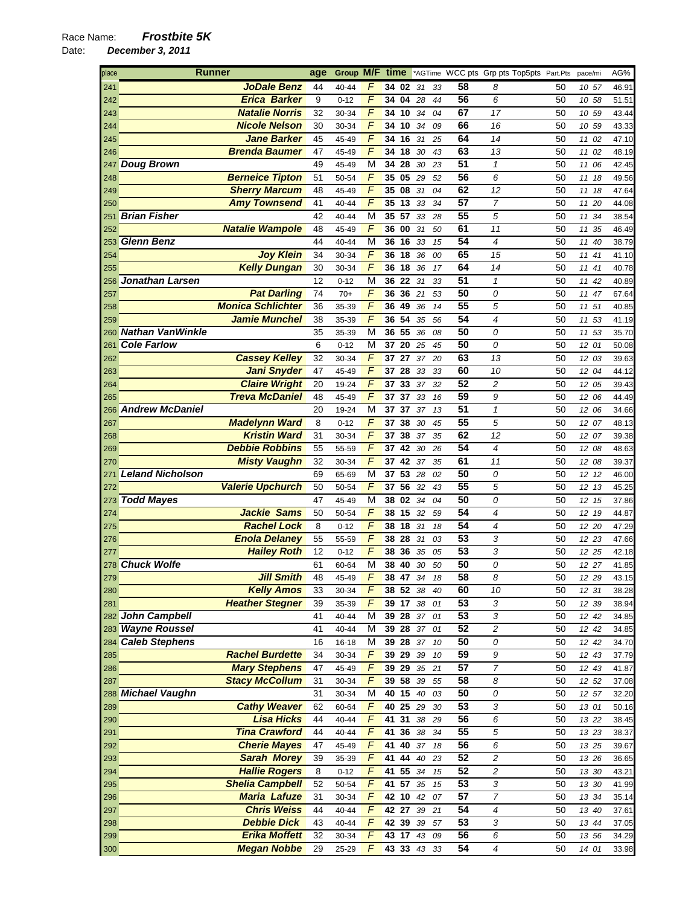Race Name: ***Frostbite 5K***

Date: ***December 3, 2011***

| place | Runner | age | Group | M/F | time | *AGTime | WCC pts | Grp pts | Top5pts | Part.Pts | pace/mi | AG% |
|---|---|---|---|---|---|---|---|---|---|---|---|---|
| 241 | JoDale Benz | 44 | 40-44 | F | 34 02 | 31 33 | 58 | 8 | | 50 | 10 57 | 46.91 |
| 242 | Erica Barker | 9 | 0-12 | F | 34 04 | 28 44 | 56 | 6 | | 50 | 10 58 | 51.51 |
| 243 | Natalie Norris | 32 | 30-34 | F | 34 10 | 34 04 | 67 | 17 | | 50 | 10 59 | 43.44 |
| 244 | Nicole Nelson | 30 | 30-34 | F | 34 10 | 34 09 | 66 | 16 | | 50 | 10 59 | 43.33 |
| 245 | Jane Barker | 45 | 45-49 | F | 34 16 | 31 25 | 64 | 14 | | 50 | 11 02 | 47.10 |
| 246 | Brenda Baumer | 47 | 45-49 | F | 34 18 | 30 43 | 63 | 13 | | 50 | 11 02 | 48.19 |
| 247 | Doug Brown | 49 | 45-49 | M | 34 28 | 30 23 | 51 | 1 | | 50 | 11 06 | 42.45 |
| 248 | Berneice Tipton | 51 | 50-54 | F | 35 05 | 29 52 | 56 | 6 | | 50 | 11 18 | 49.56 |
| 249 | Sherry Marcum | 48 | 45-49 | F | 35 08 | 31 04 | 62 | 12 | | 50 | 11 18 | 47.64 |
| 250 | Amy Townsend | 41 | 40-44 | F | 35 13 | 33 34 | 57 | 7 | | 50 | 11 20 | 44.08 |
| 251 | Brian Fisher | 42 | 40-44 | M | 35 57 | 33 28 | 55 | 5 | | 50 | 11 34 | 38.54 |
| 252 | Natalie Wampole | 48 | 45-49 | F | 36 00 | 31 50 | 61 | 11 | | 50 | 11 35 | 46.49 |
| 253 | Glenn Benz | 44 | 40-44 | M | 36 16 | 33 15 | 54 | 4 | | 50 | 11 40 | 38.79 |
| 254 | Joy Klein | 34 | 30-34 | F | 36 18 | 36 00 | 65 | 15 | | 50 | 11 41 | 41.10 |
| 255 | Kelly Dungan | 30 | 30-34 | F | 36 18 | 36 17 | 64 | 14 | | 50 | 11 41 | 40.78 |
| 256 | Jonathan Larsen | 12 | 0-12 | M | 36 22 | 31 33 | 51 | 1 | | 50 | 11 42 | 40.89 |
| 257 | Pat Darling | 74 | 70+ | F | 36 36 | 21 53 | 50 | 0 | | 50 | 11 47 | 67.64 |
| 258 | Monica Schlichter | 36 | 35-39 | F | 36 49 | 36 14 | 55 | 5 | | 50 | 11 51 | 40.85 |
| 259 | Jamie Munchel | 38 | 35-39 | F | 36 54 | 35 56 | 54 | 4 | | 50 | 11 53 | 41.19 |
| 260 | Nathan VanWinkle | 35 | 35-39 | M | 36 55 | 36 08 | 50 | 0 | | 50 | 11 53 | 35.70 |
| 261 | Cole Farlow | 6 | 0-12 | M | 37 20 | 25 45 | 50 | 0 | | 50 | 12 01 | 50.08 |
| 262 | Cassey Kelley | 32 | 30-34 | F | 37 27 | 37 20 | 63 | 13 | | 50 | 12 03 | 39.63 |
| 263 | Jani Snyder | 47 | 45-49 | F | 37 28 | 33 33 | 60 | 10 | | 50 | 12 04 | 44.12 |
| 264 | Claire Wright | 20 | 19-24 | F | 37 33 | 37 32 | 52 | 2 | | 50 | 12 05 | 39.43 |
| 265 | Treva McDaniel | 48 | 45-49 | F | 37 37 | 33 16 | 59 | 9 | | 50 | 12 06 | 44.49 |
| 266 | Andrew McDaniel | 20 | 19-24 | M | 37 37 | 37 13 | 51 | 1 | | 50 | 12 06 | 34.66 |
| 267 | Madelynn Ward | 8 | 0-12 | F | 37 38 | 30 45 | 55 | 5 | | 50 | 12 07 | 48.13 |
| 268 | Kristin Ward | 31 | 30-34 | F | 37 38 | 37 35 | 62 | 12 | | 50 | 12 07 | 39.38 |
| 269 | Debbie Robbins | 55 | 55-59 | F | 37 42 | 30 26 | 54 | 4 | | 50 | 12 08 | 48.63 |
| 270 | Misty Vaughn | 32 | 30-34 | F | 37 42 | 37 35 | 61 | 11 | | 50 | 12 08 | 39.37 |
| 271 | Leland Nicholson | 69 | 65-69 | M | 37 53 | 28 02 | 50 | 0 | | 50 | 12 12 | 46.00 |
| 272 | Valerie Upchurch | 50 | 50-54 | F | 37 56 | 32 43 | 55 | 5 | | 50 | 12 13 | 45.25 |
| 273 | Todd Mayes | 47 | 45-49 | M | 38 02 | 34 04 | 50 | 0 | | 50 | 12 15 | 37.86 |
| 274 | Jackie Sams | 50 | 50-54 | F | 38 15 | 32 59 | 54 | 4 | | 50 | 12 19 | 44.87 |
| 275 | Rachel Lock | 8 | 0-12 | F | 38 18 | 31 18 | 54 | 4 | | 50 | 12 20 | 47.29 |
| 276 | Enola Delaney | 55 | 55-59 | F | 38 28 | 31 03 | 53 | 3 | | 50 | 12 23 | 47.66 |
| 277 | Hailey Roth | 12 | 0-12 | F | 38 36 | 35 05 | 53 | 3 | | 50 | 12 25 | 42.18 |
| 278 | Chuck Wolfe | 61 | 60-64 | M | 38 40 | 30 50 | 50 | 0 | | 50 | 12 27 | 41.85 |
| 279 | Jill Smith | 48 | 45-49 | F | 38 47 | 34 18 | 58 | 8 | | 50 | 12 29 | 43.15 |
| 280 | Kelly Amos | 33 | 30-34 | F | 38 52 | 38 40 | 60 | 10 | | 50 | 12 31 | 38.28 |
| 281 | Heather Stegner | 39 | 35-39 | F | 39 17 | 38 01 | 53 | 3 | | 50 | 12 39 | 38.94 |
| 282 | John Campbell | 41 | 40-44 | M | 39 28 | 37 01 | 53 | 3 | | 50 | 12 42 | 34.85 |
| 283 | Wayne Roussel | 41 | 40-44 | M | 39 28 | 37 01 | 52 | 2 | | 50 | 12 42 | 34.85 |
| 284 | Caleb Stephens | 16 | 16-18 | M | 39 28 | 37 10 | 50 | 0 | | 50 | 12 42 | 34.70 |
| 285 | Rachel Burdette | 34 | 30-34 | F | 39 29 | 39 10 | 59 | 9 | | 50 | 12 43 | 37.79 |
| 286 | Mary Stephens | 47 | 45-49 | F | 39 29 | 35 21 | 57 | 7 | | 50 | 12 43 | 41.87 |
| 287 | Stacy McCollum | 31 | 30-34 | F | 39 58 | 39 55 | 58 | 8 | | 50 | 12 52 | 37.08 |
| 288 | Michael Vaughn | 31 | 30-34 | M | 40 15 | 40 03 | 50 | 0 | | 50 | 12 57 | 32.20 |
| 289 | Cathy Weaver | 62 | 60-64 | F | 40 25 | 29 30 | 53 | 3 | | 50 | 13 01 | 50.16 |
| 290 | Lisa Hicks | 44 | 40-44 | F | 41 31 | 38 29 | 56 | 6 | | 50 | 13 22 | 38.45 |
| 291 | Tina Crawford | 44 | 40-44 | F | 41 36 | 38 34 | 55 | 5 | | 50 | 13 23 | 38.37 |
| 292 | Cherie Mayes | 47 | 45-49 | F | 41 40 | 37 18 | 56 | 6 | | 50 | 13 25 | 39.67 |
| 293 | Sarah Morey | 39 | 35-39 | F | 41 44 | 40 23 | 52 | 2 | | 50 | 13 26 | 36.65 |
| 294 | Hallie Rogers | 8 | 0-12 | F | 41 55 | 34 15 | 52 | 2 | | 50 | 13 30 | 43.21 |
| 295 | Shelia Campbell | 52 | 50-54 | F | 41 57 | 35 15 | 53 | 3 | | 50 | 13 30 | 41.99 |
| 296 | Maria Lafuze | 31 | 30-34 | F | 42 10 | 42 07 | 57 | 7 | | 50 | 13 34 | 35.14 |
| 297 | Chris Weiss | 44 | 40-44 | F | 42 27 | 39 21 | 54 | 4 | | 50 | 13 40 | 37.61 |
| 298 | Debbie Dick | 43 | 40-44 | F | 42 39 | 39 57 | 53 | 3 | | 50 | 13 44 | 37.05 |
| 299 | Erika Moffett | 32 | 30-34 | F | 43 17 | 43 09 | 56 | 6 | | 50 | 13 56 | 34.29 |
| 300 | Megan Nobbe | 29 | 25-29 | F | 43 33 | 43 33 | 54 | 4 | | 50 | 14 01 | 33.98 |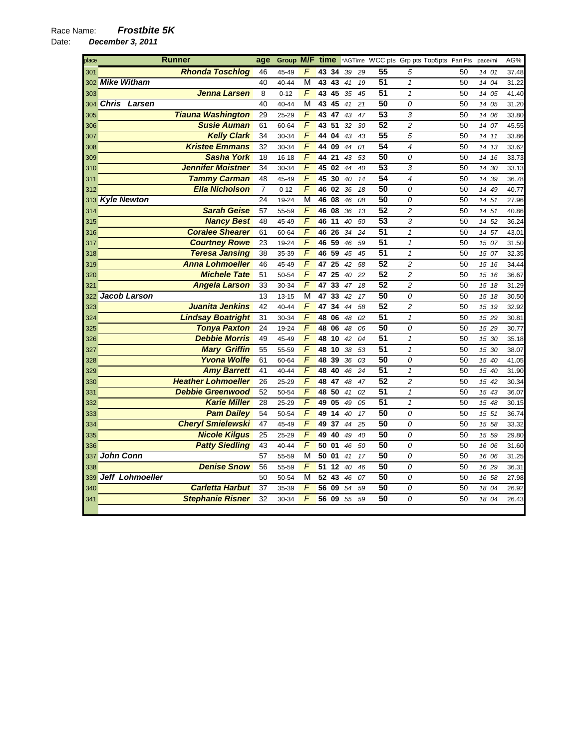Race Name: ***Frostbite 5K***

Date: ***December 3, 2011***

| place | Runner | age | Group | M/F | time | | *AGTime | | WCC pts | Grp pts | Top5pts | Part.Pts | pace/mi | AG% |
|---|---|---|---|---|---|---|---|---|---|---|---|---|---|---|
| 301 | Rhonda Toschlog | 46 | 45-49 | F | 43 | 34 | 39 | 29 | 55 | 5 | | 50 | 14 01 | 37.48 |
| 302 | Mike Witham | 40 | 40-44 | M | 43 | 43 | 41 | 19 | 51 | 1 | | 50 | 14 04 | 31.22 |
| 303 | Jenna Larsen | 8 | 0-12 | F | 43 | 45 | 35 | 45 | 51 | 1 | | 50 | 14 05 | 41.40 |
| 304 | Chris Larsen | 40 | 40-44 | M | 43 | 45 | 41 | 21 | 50 | 0 | | 50 | 14 05 | 31.20 |
| 305 | Tiauna Washington | 29 | 25-29 | F | 43 | 47 | 43 | 47 | 53 | 3 | | 50 | 14 06 | 33.80 |
| 306 | Susie Auman | 61 | 60-64 | F | 43 | 51 | 32 | 30 | 52 | 2 | | 50 | 14 07 | 45.55 |
| 307 | Kelly Clark | 34 | 30-34 | F | 44 | 04 | 43 | 43 | 55 | 5 | | 50 | 14 11 | 33.86 |
| 308 | Kristee Emmans | 32 | 30-34 | F | 44 | 09 | 44 | 01 | 54 | 4 | | 50 | 14 13 | 33.62 |
| 309 | Sasha York | 18 | 16-18 | F | 44 | 21 | 43 | 53 | 50 | 0 | | 50 | 14 16 | 33.73 |
| 310 | Jennifer Moistner | 34 | 30-34 | F | 45 | 02 | 44 | 40 | 53 | 3 | | 50 | 14 30 | 33.13 |
| 311 | Tammy Carman | 48 | 45-49 | F | 45 | 30 | 40 | 14 | 54 | 4 | | 50 | 14 39 | 36.78 |
| 312 | Ella Nicholson | 7 | 0-12 | F | 46 | 02 | 36 | 18 | 50 | 0 | | 50 | 14 49 | 40.77 |
| 313 | Kyle Newton | 24 | 19-24 | M | 46 | 08 | 46 | 08 | 50 | 0 | | 50 | 14 51 | 27.96 |
| 314 | Sarah Geise | 57 | 55-59 | F | 46 | 08 | 36 | 13 | 52 | 2 | | 50 | 14 51 | 40.86 |
| 315 | Nancy Best | 48 | 45-49 | F | 46 | 11 | 40 | 50 | 53 | 3 | | 50 | 14 52 | 36.24 |
| 316 | Coralee Shearer | 61 | 60-64 | F | 46 | 26 | 34 | 24 | 51 | 1 | | 50 | 14 57 | 43.01 |
| 317 | Courtney Rowe | 23 | 19-24 | F | 46 | 59 | 46 | 59 | 51 | 1 | | 50 | 15 07 | 31.50 |
| 318 | Teresa Jansing | 38 | 35-39 | F | 46 | 59 | 45 | 45 | 51 | 1 | | 50 | 15 07 | 32.35 |
| 319 | Anna Lohmoeller | 46 | 45-49 | F | 47 | 25 | 42 | 58 | 52 | 2 | | 50 | 15 16 | 34.44 |
| 320 | Michele Tate | 51 | 50-54 | F | 47 | 25 | 40 | 22 | 52 | 2 | | 50 | 15 16 | 36.67 |
| 321 | Angela Larson | 33 | 30-34 | F | 47 | 33 | 47 | 18 | 52 | 2 | | 50 | 15 18 | 31.29 |
| 322 | Jacob Larson | 13 | 13-15 | M | 47 | 33 | 42 | 17 | 50 | 0 | | 50 | 15 18 | 30.50 |
| 323 | Juanita Jenkins | 42 | 40-44 | F | 47 | 34 | 44 | 58 | 52 | 2 | | 50 | 15 19 | 32.92 |
| 324 | Lindsay Boatright | 31 | 30-34 | F | 48 | 06 | 48 | 02 | 51 | 1 | | 50 | 15 29 | 30.81 |
| 325 | Tonya Paxton | 24 | 19-24 | F | 48 | 06 | 48 | 06 | 50 | 0 | | 50 | 15 29 | 30.77 |
| 326 | Debbie Morris | 49 | 45-49 | F | 48 | 10 | 42 | 04 | 51 | 1 | | 50 | 15 30 | 35.18 |
| 327 | Mary Griffin | 55 | 55-59 | F | 48 | 10 | 38 | 53 | 51 | 1 | | 50 | 15 30 | 38.07 |
| 328 | Yvona Wolfe | 61 | 60-64 | F | 48 | 39 | 36 | 03 | 50 | 0 | | 50 | 15 40 | 41.05 |
| 329 | Amy Barrett | 41 | 40-44 | F | 48 | 40 | 46 | 24 | 51 | 1 | | 50 | 15 40 | 31.90 |
| 330 | Heather Lohmoeller | 26 | 25-29 | F | 48 | 47 | 48 | 47 | 52 | 2 | | 50 | 15 42 | 30.34 |
| 331 | Debbie Greenwood | 52 | 50-54 | F | 48 | 50 | 41 | 02 | 51 | 1 | | 50 | 15 43 | 36.07 |
| 332 | Karie Miller | 28 | 25-29 | F | 49 | 05 | 49 | 05 | 51 | 1 | | 50 | 15 48 | 30.15 |
| 333 | Pam Dailey | 54 | 50-54 | F | 49 | 14 | 40 | 17 | 50 | 0 | | 50 | 15 51 | 36.74 |
| 334 | Cheryl Smielewski | 47 | 45-49 | F | 49 | 37 | 44 | 25 | 50 | 0 | | 50 | 15 58 | 33.32 |
| 335 | Nicole Kilgus | 25 | 25-29 | F | 49 | 40 | 49 | 40 | 50 | 0 | | 50 | 15 59 | 29.80 |
| 336 | Patty Siedling | 43 | 40-44 | F | 50 | 01 | 46 | 50 | 50 | 0 | | 50 | 16 06 | 31.60 |
| 337 | John Conn | 57 | 55-59 | M | 50 | 01 | 41 | 17 | 50 | 0 | | 50 | 16 06 | 31.25 |
| 338 | Denise Snow | 56 | 55-59 | F | 51 | 12 | 40 | 46 | 50 | 0 | | 50 | 16 29 | 36.31 |
| 339 | Jeff Lohmoeller | 50 | 50-54 | M | 52 | 43 | 46 | 07 | 50 | 0 | | 50 | 16 58 | 27.98 |
| 340 | Carletta Harbut | 37 | 35-39 | F | 56 | 09 | 54 | 59 | 50 | 0 | | 50 | 18 04 | 26.92 |
| 341 | Stephanie Risner | 32 | 30-34 | F | 56 | 09 | 55 | 59 | 50 | 0 | | 50 | 18 04 | 26.43 |